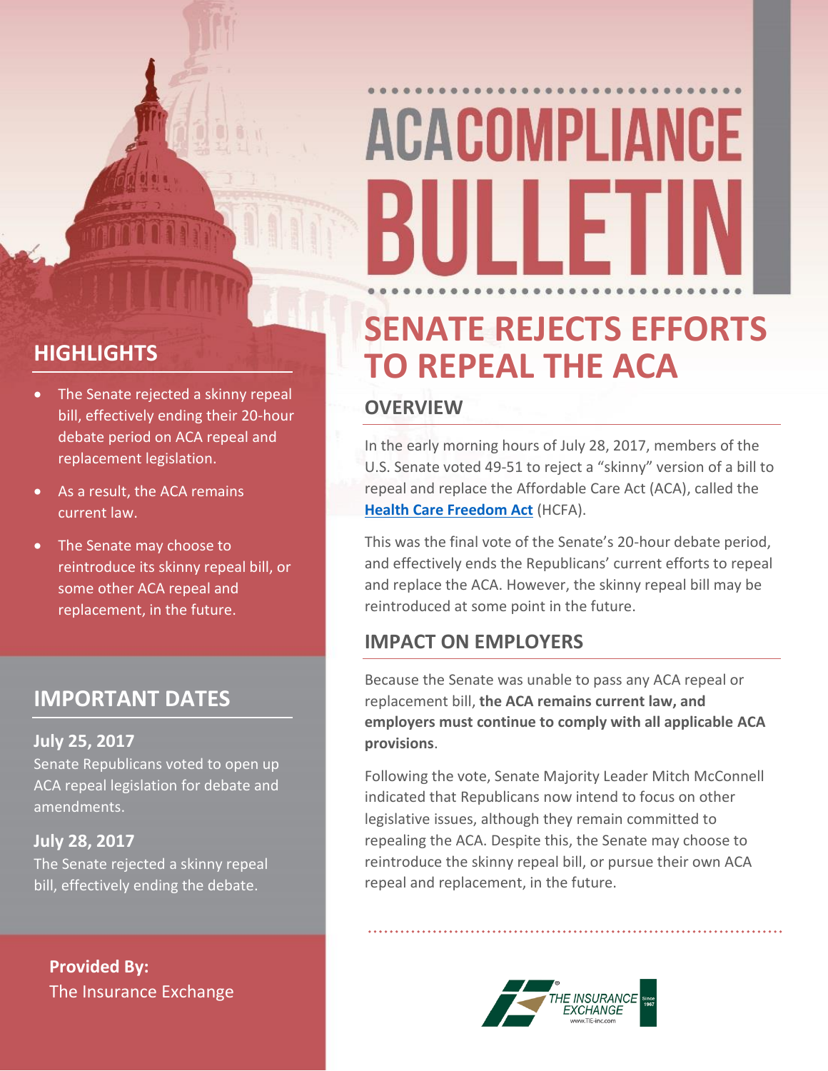# ACA COMPLIANCE BULLETIN

## SENATE REJECTS EFFORTS TO REPEAL THE ACA

### OVERVIEW

In the early morning hours of July 28, 2017, members of the U.S. Senate voted 49-51 to reject a "skinny" version of a bill to repeal and replace the Affordable Care Act (ACA), called the **Health Care Freedom Act** (HCFA).

This was the final vote of the Senate's 20-hour debate period, and effectively ends the Republicans' current efforts to repeal and replace the ACA. However, the skinny repeal bill may be reintroduced at some point in the future.

### IMPACT ON EMPLOYERS

Because the Senate was unable to pass any ACA repeal or replacement bill, **the ACA remains current law, and employers must continue to comply with all applicable ACA provisions**.

Following the vote, Senate Majority Leader Mitch McConnell indicated that Republicans now intend to focus on other legislative issues, although they remain committed to repealing the ACA. Despite this, the Senate may choose to reintroduce the skinny repeal bill, or pursue their own ACA repeal and replacement, in the future.

### HIGHLIGHTS

- The Senate rejected a skinny repeal bill, effectively ending their 20-hour debate period on ACA repeal and replacement legislation.
- As a result, the ACA remains current law.
- The Senate may choose to reintroduce its skinny repeal bill, or some other ACA repeal and replacement, in the future.

### IMPORTANT DATES

**July 25, 2017**
Senate Republicans voted to open up ACA repeal legislation for debate and amendments.

**July 28, 2017**
The Senate rejected a skinny repeal bill, effectively ending the debate.

**Provided By:**
The Insurance Exchange

THE INSURANCE EXCHANGE
www.TIE-inc.com
Since 1967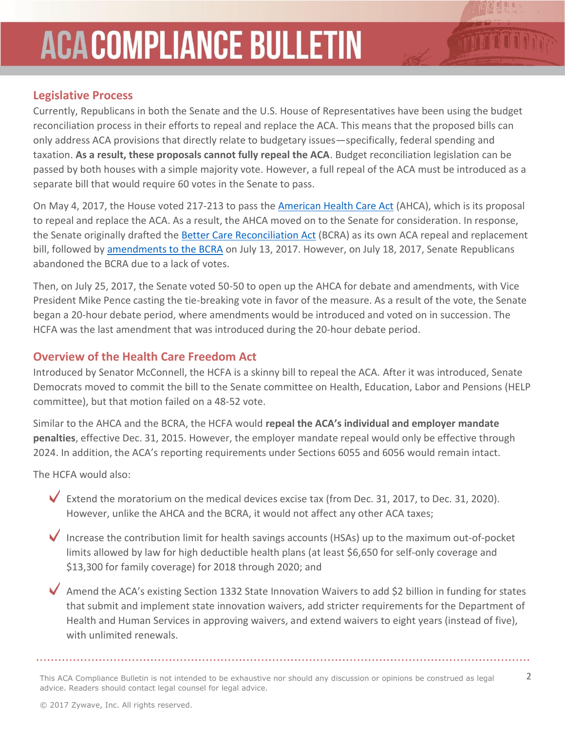## Legislative Process

Currently, Republicans in both the Senate and the U.S. House of Representatives have been using the budget reconciliation process in their efforts to repeal and replace the ACA. This means that the proposed bills can only address ACA provisions that directly relate to budgetary issues—specifically, federal spending and taxation. **As a result, these proposals cannot fully repeal the ACA**. Budget reconciliation legislation can be passed by both houses with a simple majority vote. However, a full repeal of the ACA must be introduced as a separate bill that would require 60 votes in the Senate to pass.

On May 4, 2017, the House voted 217-213 to pass the American Health Care Act (AHCA), which is its proposal to repeal and replace the ACA. As a result, the AHCA moved on to the Senate for consideration. In response, the Senate originally drafted the Better Care Reconciliation Act (BCRA) as its own ACA repeal and replacement bill, followed by amendments to the BCRA on July 13, 2017. However, on July 18, 2017, Senate Republicans abandoned the BCRA due to a lack of votes.

Then, on July 25, 2017, the Senate voted 50-50 to open up the AHCA for debate and amendments, with Vice President Mike Pence casting the tie-breaking vote in favor of the measure. As a result of the vote, the Senate began a 20-hour debate period, where amendments would be introduced and voted on in succession. The HCFA was the last amendment that was introduced during the 20-hour debate period.

## Overview of the Health Care Freedom Act

Introduced by Senator McConnell, the HCFA is a skinny bill to repeal the ACA. After it was introduced, Senate Democrats moved to commit the bill to the Senate committee on Health, Education, Labor and Pensions (HELP committee), but that motion failed on a 48-52 vote.

Similar to the AHCA and the BCRA, the HCFA would **repeal the ACA's individual and employer mandate penalties**, effective Dec. 31, 2015. However, the employer mandate repeal would only be effective through 2024. In addition, the ACA's reporting requirements under Sections 6055 and 6056 would remain intact.

The HCFA would also:

- Extend the moratorium on the medical devices excise tax (from Dec. 31, 2017, to Dec. 31, 2020). However, unlike the AHCA and the BCRA, it would not affect any other ACA taxes;
- Increase the contribution limit for health savings accounts (HSAs) up to the maximum out-of-pocket limits allowed by law for high deductible health plans (at least $6,650 for self-only coverage and $13,300 for family coverage) for 2018 through 2020; and
- Amend the ACA's existing Section 1332 State Innovation Waivers to add $2 billion in funding for states that submit and implement state innovation waivers, add stricter requirements for the Department of Health and Human Services in approving waivers, and extend waivers to eight years (instead of five), with unlimited renewals.

This ACA Compliance Bulletin is not intended to be exhaustive nor should any discussion or opinions be construed as legal advice. Readers should contact legal counsel for legal advice.

© 2017 Zywave, Inc. All rights reserved.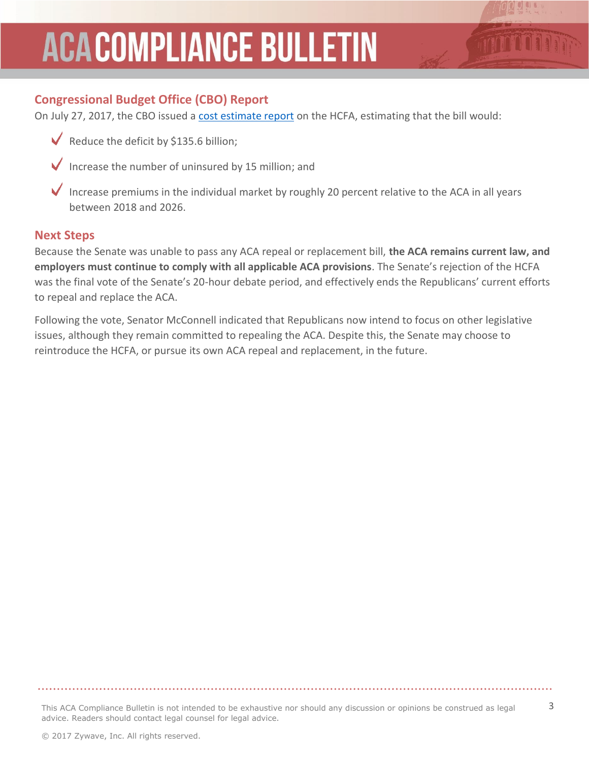## Congressional Budget Office (CBO) Report

On July 27, 2017, the CBO issued a cost estimate report on the HCFA, estimating that the bill would:

- Reduce the deficit by $135.6 billion;
- Increase the number of uninsured by 15 million; and
- Increase premiums in the individual market by roughly 20 percent relative to the ACA in all years between 2018 and 2026.

## Next Steps

Because the Senate was unable to pass any ACA repeal or replacement bill, **the ACA remains current law, and employers must continue to comply with all applicable ACA provisions**. The Senate's rejection of the HCFA was the final vote of the Senate's 20-hour debate period, and effectively ends the Republicans' current efforts to repeal and replace the ACA.

Following the vote, Senator McConnell indicated that Republicans now intend to focus on other legislative issues, although they remain committed to repealing the ACA. Despite this, the Senate may choose to reintroduce the HCFA, or pursue its own ACA repeal and replacement, in the future.

This ACA Compliance Bulletin is not intended to be exhaustive nor should any discussion or opinions be construed as legal advice. Readers should contact legal counsel for legal advice.

© 2017 Zywave, Inc. All rights reserved.